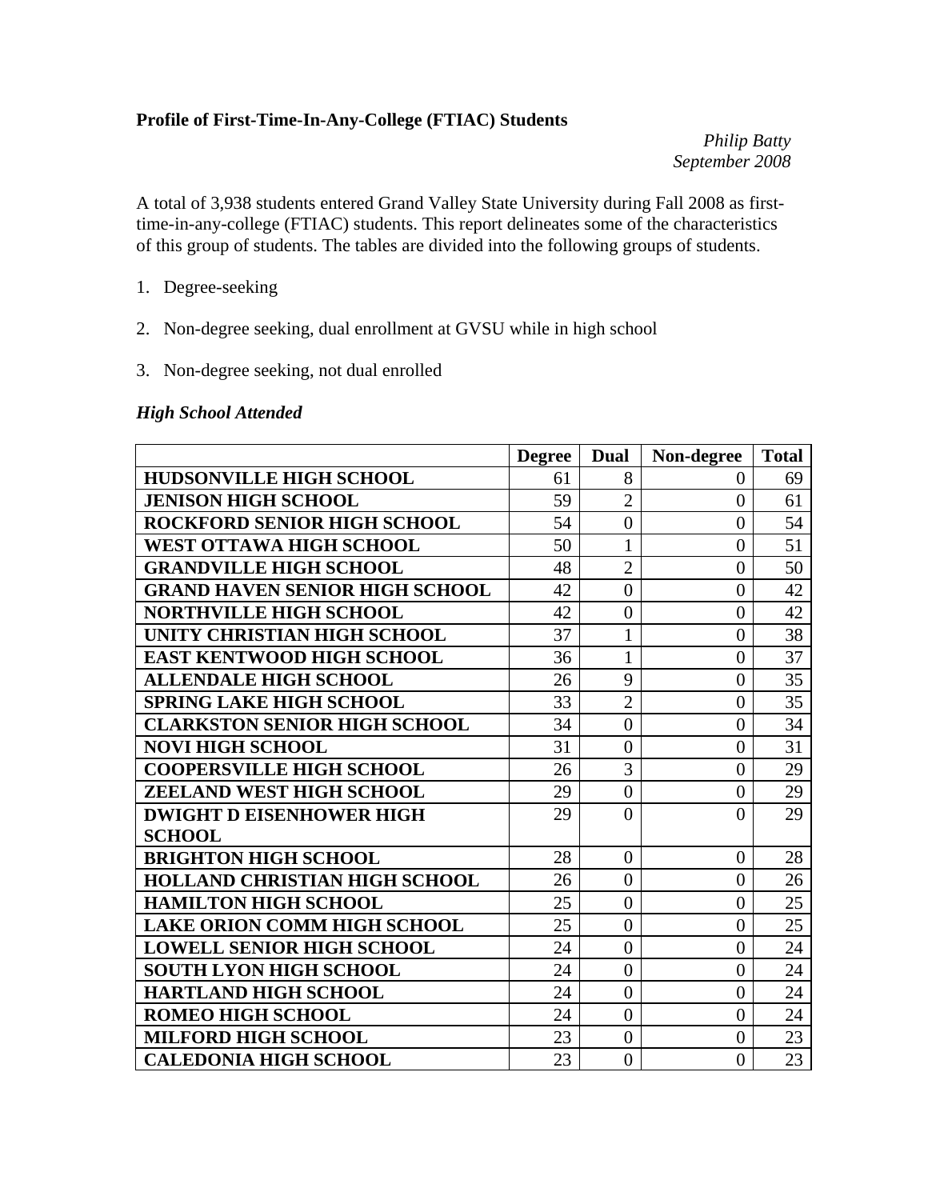**Profile of First-Time-In-Any-College (FTIAC) Students**

*Philip Batty*
*September 2008*

A total of 3,938 students entered Grand Valley State University during Fall 2008 as first-time-in-any-college (FTIAC) students. This report delineates some of the characteristics of this group of students. The tables are divided into the following groups of students.

1. Degree-seeking
2. Non-degree seeking, dual enrollment at GVSU while in high school
3. Non-degree seeking, not dual enrolled

### *High School Attended*

| | Degree | Dual | Non-degree | Total |
|---|---|---|---|---|
| **HUDSONVILLE HIGH SCHOOL** | 61 | 8 | 0 | 69 |
| **JENISON HIGH SCHOOL** | 59 | 2 | 0 | 61 |
| **ROCKFORD SENIOR HIGH SCHOOL** | 54 | 0 | 0 | 54 |
| **WEST OTTAWA HIGH SCHOOL** | 50 | 1 | 0 | 51 |
| **GRANDVILLE HIGH SCHOOL** | 48 | 2 | 0 | 50 |
| **GRAND HAVEN SENIOR HIGH SCHOOL** | 42 | 0 | 0 | 42 |
| **NORTHVILLE HIGH SCHOOL** | 42 | 0 | 0 | 42 |
| **UNITY CHRISTIAN HIGH SCHOOL** | 37 | 1 | 0 | 38 |
| **EAST KENTWOOD HIGH SCHOOL** | 36 | 1 | 0 | 37 |
| **ALLENDALE HIGH SCHOOL** | 26 | 9 | 0 | 35 |
| **SPRING LAKE HIGH SCHOOL** | 33 | 2 | 0 | 35 |
| **CLARKSTON SENIOR HIGH SCHOOL** | 34 | 0 | 0 | 34 |
| **NOVI HIGH SCHOOL** | 31 | 0 | 0 | 31 |
| **COOPERSVILLE HIGH SCHOOL** | 26 | 3 | 0 | 29 |
| **ZEELAND WEST HIGH SCHOOL** | 29 | 0 | 0 | 29 |
| **DWIGHT D EISENHOWER HIGH SCHOOL** | 29 | 0 | 0 | 29 |
| **BRIGHTON HIGH SCHOOL** | 28 | 0 | 0 | 28 |
| **HOLLAND CHRISTIAN HIGH SCHOOL** | 26 | 0 | 0 | 26 |
| **HAMILTON HIGH SCHOOL** | 25 | 0 | 0 | 25 |
| **LAKE ORION COMM HIGH SCHOOL** | 25 | 0 | 0 | 25 |
| **LOWELL SENIOR HIGH SCHOOL** | 24 | 0 | 0 | 24 |
| **SOUTH LYON HIGH SCHOOL** | 24 | 0 | 0 | 24 |
| **HARTLAND HIGH SCHOOL** | 24 | 0 | 0 | 24 |
| **ROMEO HIGH SCHOOL** | 24 | 0 | 0 | 24 |
| **MILFORD HIGH SCHOOL** | 23 | 0 | 0 | 23 |
| **CALEDONIA HIGH SCHOOL** | 23 | 0 | 0 | 23 |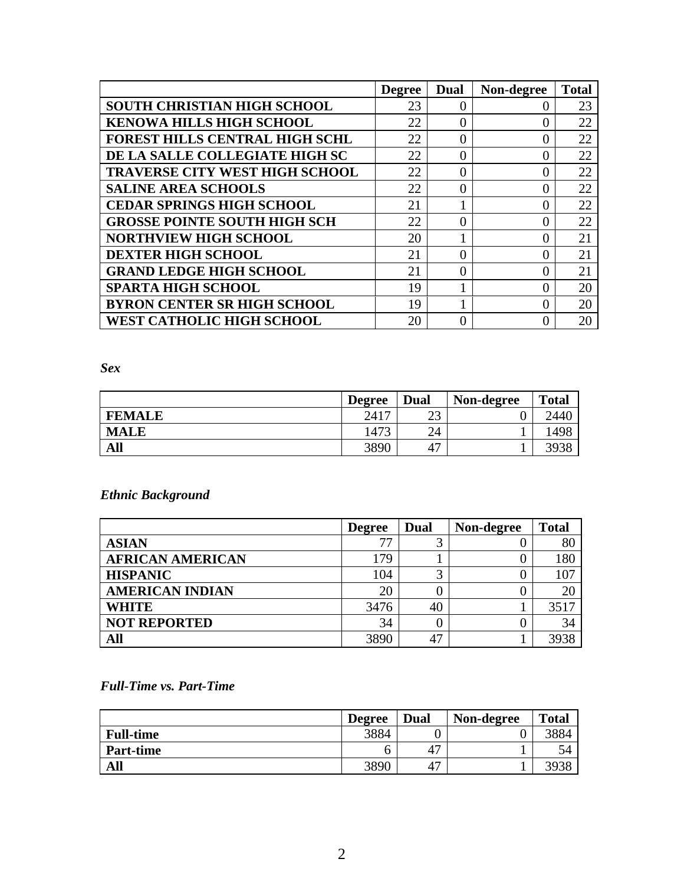| | Degree | Dual | Non-degree | Total |
|---|---|---|---|---|
| **SOUTH CHRISTIAN HIGH SCHOOL** | 23 | 0 | 0 | 23 |
| **KENOWA HILLS HIGH SCHOOL** | 22 | 0 | 0 | 22 |
| **FOREST HILLS CENTRAL HIGH SCHL** | 22 | 0 | 0 | 22 |
| **DE LA SALLE COLLEGIATE HIGH SC** | 22 | 0 | 0 | 22 |
| **TRAVERSE CITY WEST HIGH SCHOOL** | 22 | 0 | 0 | 22 |
| **SALINE AREA SCHOOLS** | 22 | 0 | 0 | 22 |
| **CEDAR SPRINGS HIGH SCHOOL** | 21 | 1 | 0 | 22 |
| **GROSSE POINTE SOUTH HIGH SCH** | 22 | 0 | 0 | 22 |
| **NORTHVIEW HIGH SCHOOL** | 20 | 1 | 0 | 21 |
| **DEXTER HIGH SCHOOL** | 21 | 0 | 0 | 21 |
| **GRAND LEDGE HIGH SCHOOL** | 21 | 0 | 0 | 21 |
| **SPARTA HIGH SCHOOL** | 19 | 1 | 0 | 20 |
| **BYRON CENTER SR HIGH SCHOOL** | 19 | 1 | 0 | 20 |
| **WEST CATHOLIC HIGH SCHOOL** | 20 | 0 | 0 | 20 |

***Sex***

| | Degree | Dual | Non-degree | Total |
|---|---|---|---|---|
| **FEMALE** | 2417 | 23 | 0 | 2440 |
| **MALE** | 1473 | 24 | 1 | 1498 |
| **All** | 3890 | 47 | 1 | 3938 |

***Ethnic Background***

| | Degree | Dual | Non-degree | Total |
|---|---|---|---|---|
| **ASIAN** | 77 | 3 | 0 | 80 |
| **AFRICAN AMERICAN** | 179 | 1 | 0 | 180 |
| **HISPANIC** | 104 | 3 | 0 | 107 |
| **AMERICAN INDIAN** | 20 | 0 | 0 | 20 |
| **WHITE** | 3476 | 40 | 1 | 3517 |
| **NOT REPORTED** | 34 | 0 | 0 | 34 |
| **All** | 3890 | 47 | 1 | 3938 |

***Full-Time vs. Part-Time***

| | Degree | Dual | Non-degree | Total |
|---|---|---|---|---|
| **Full-time** | 3884 | 0 | 0 | 3884 |
| **Part-time** | 6 | 47 | 1 | 54 |
| **All** | 3890 | 47 | 1 | 3938 |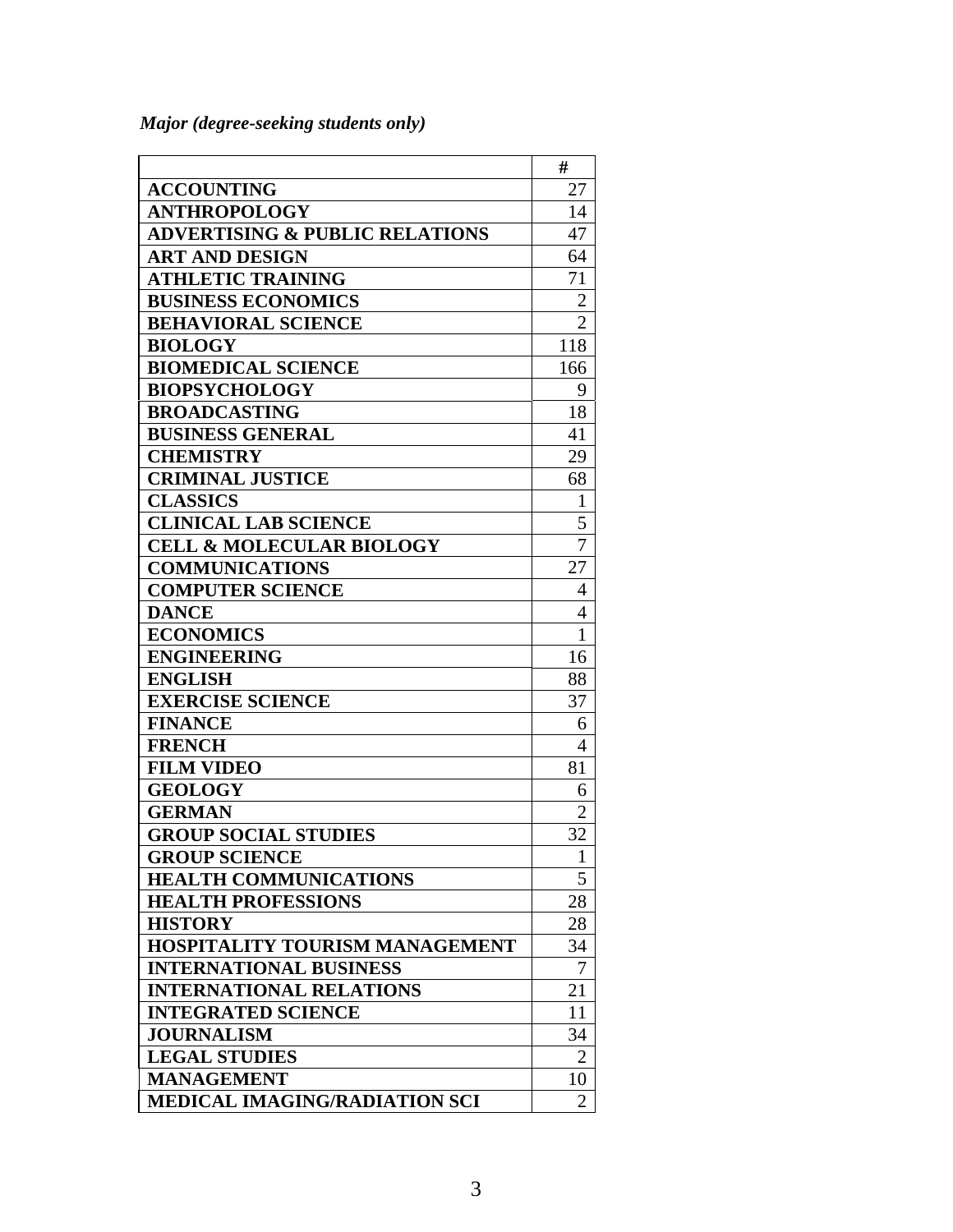*Major (degree-seeking students only)*

| | # |
|---|---|
| **ACCOUNTING** | 27 |
| **ANTHROPOLOGY** | 14 |
| **ADVERTISING & PUBLIC RELATIONS** | 47 |
| **ART AND DESIGN** | 64 |
| **ATHLETIC TRAINING** | 71 |
| **BUSINESS ECONOMICS** | 2 |
| **BEHAVIORAL SCIENCE** | 2 |
| **BIOLOGY** | 118 |
| **BIOMEDICAL SCIENCE** | 166 |
| **BIOPSYCHOLOGY** | 9 |
| **BROADCASTING** | 18 |
| **BUSINESS GENERAL** | 41 |
| **CHEMISTRY** | 29 |
| **CRIMINAL JUSTICE** | 68 |
| **CLASSICS** | 1 |
| **CLINICAL LAB SCIENCE** | 5 |
| **CELL & MOLECULAR BIOLOGY** | 7 |
| **COMMUNICATIONS** | 27 |
| **COMPUTER SCIENCE** | 4 |
| **DANCE** | 4 |
| **ECONOMICS** | 1 |
| **ENGINEERING** | 16 |
| **ENGLISH** | 88 |
| **EXERCISE SCIENCE** | 37 |
| **FINANCE** | 6 |
| **FRENCH** | 4 |
| **FILM VIDEO** | 81 |
| **GEOLOGY** | 6 |
| **GERMAN** | 2 |
| **GROUP SOCIAL STUDIES** | 32 |
| **GROUP SCIENCE** | 1 |
| **HEALTH COMMUNICATIONS** | 5 |
| **HEALTH PROFESSIONS** | 28 |
| **HISTORY** | 28 |
| **HOSPITALITY TOURISM MANAGEMENT** | 34 |
| **INTERNATIONAL BUSINESS** | 7 |
| **INTERNATIONAL RELATIONS** | 21 |
| **INTEGRATED SCIENCE** | 11 |
| **JOURNALISM** | 34 |
| **LEGAL STUDIES** | 2 |
| **MANAGEMENT** | 10 |
| **MEDICAL IMAGING/RADIATION SCI** | 2 |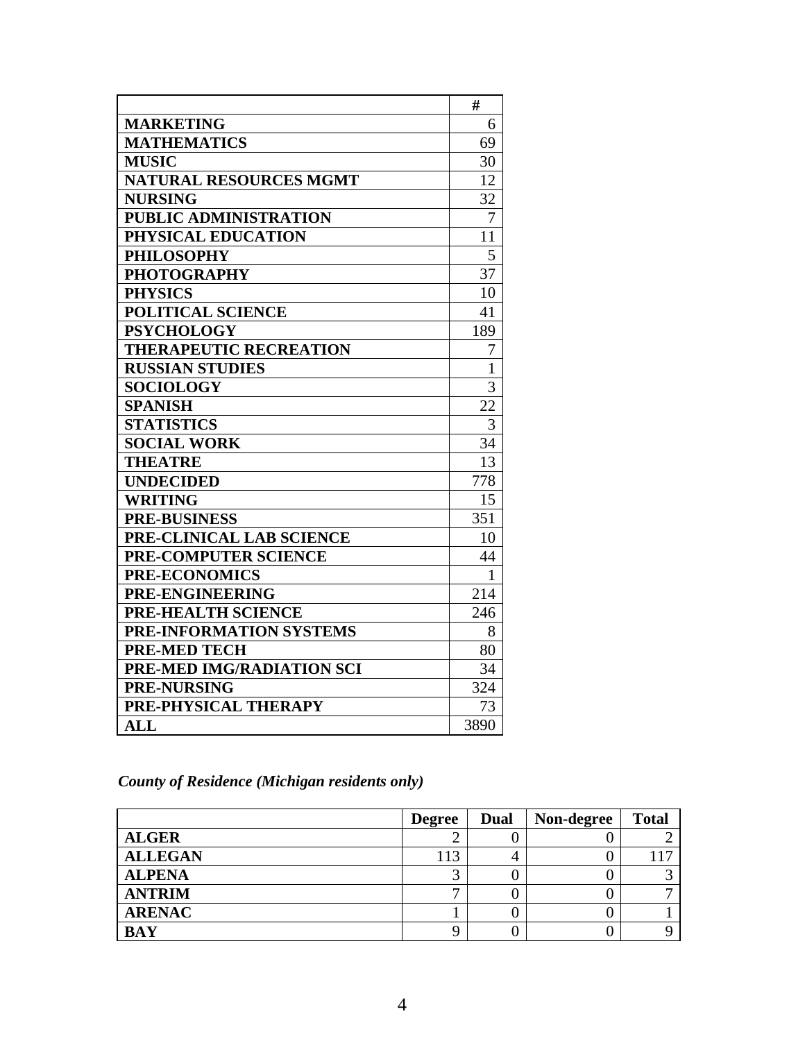| | # |
|---|---|
| **MARKETING** | 6 |
| **MATHEMATICS** | 69 |
| **MUSIC** | 30 |
| **NATURAL RESOURCES MGMT** | 12 |
| **NURSING** | 32 |
| **PUBLIC ADMINISTRATION** | 7 |
| **PHYSICAL EDUCATION** | 11 |
| **PHILOSOPHY** | 5 |
| **PHOTOGRAPHY** | 37 |
| **PHYSICS** | 10 |
| **POLITICAL SCIENCE** | 41 |
| **PSYCHOLOGY** | 189 |
| **THERAPEUTIC RECREATION** | 7 |
| **RUSSIAN STUDIES** | 1 |
| **SOCIOLOGY** | 3 |
| **SPANISH** | 22 |
| **STATISTICS** | 3 |
| **SOCIAL WORK** | 34 |
| **THEATRE** | 13 |
| **UNDECIDED** | 778 |
| **WRITING** | 15 |
| **PRE-BUSINESS** | 351 |
| **PRE-CLINICAL LAB SCIENCE** | 10 |
| **PRE-COMPUTER SCIENCE** | 44 |
| **PRE-ECONOMICS** | 1 |
| **PRE-ENGINEERING** | 214 |
| **PRE-HEALTH SCIENCE** | 246 |
| **PRE-INFORMATION SYSTEMS** | 8 |
| **PRE-MED TECH** | 80 |
| **PRE-MED IMG/RADIATION SCI** | 34 |
| **PRE-NURSING** | 324 |
| **PRE-PHYSICAL THERAPY** | 73 |
| **ALL** | 3890 |

***County of Residence (Michigan residents only)***

| | Degree | Dual | Non-degree | Total |
|---|---|---|---|---|
| **ALGER** | 2 | 0 | 0 | 2 |
| **ALLEGAN** | 113 | 4 | 0 | 117 |
| **ALPENA** | 3 | 0 | 0 | 3 |
| **ANTRIM** | 7 | 0 | 0 | 7 |
| **ARENAC** | 1 | 0 | 0 | 1 |
| **BAY** | 9 | 0 | 0 | 9 |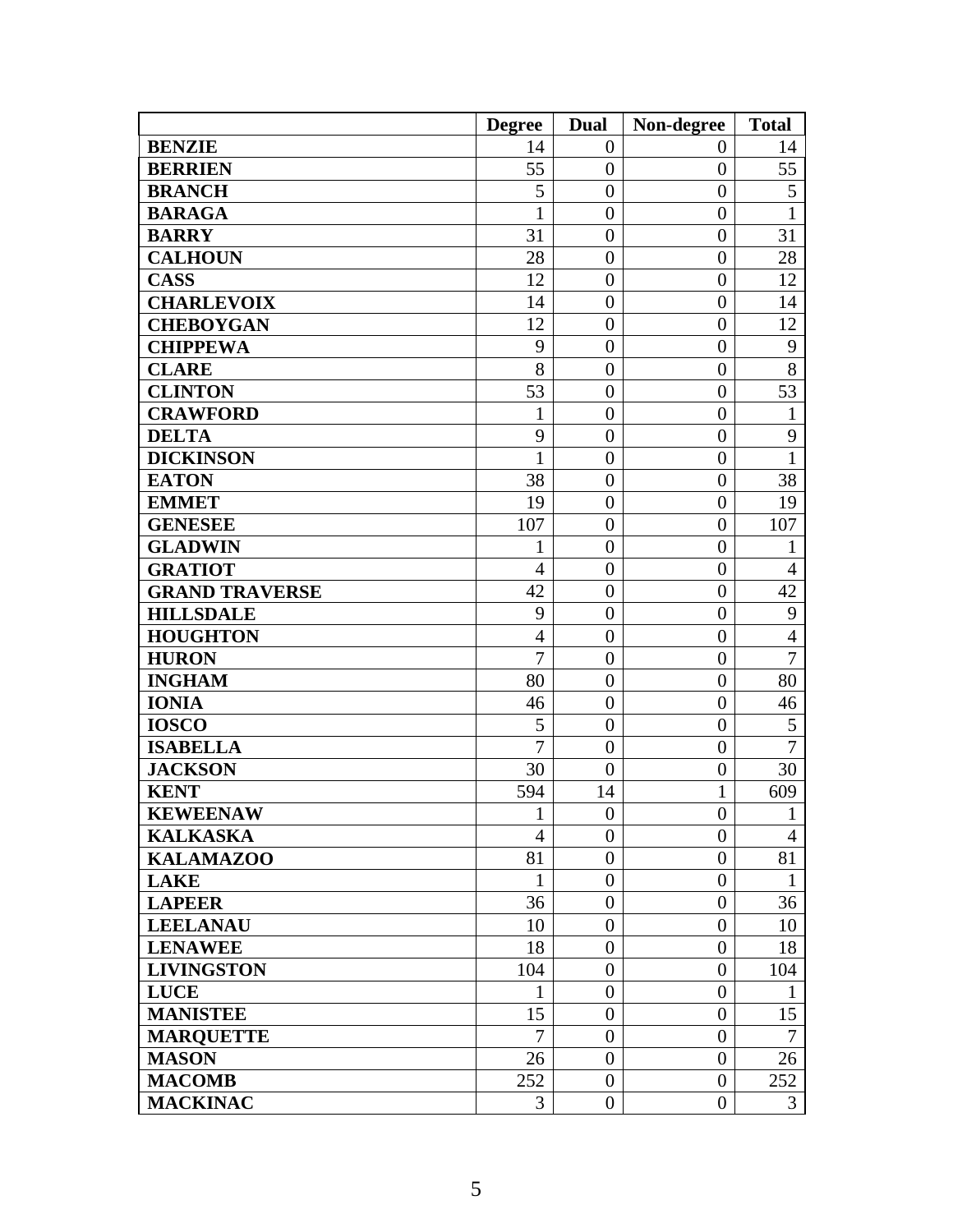| | Degree | Dual | Non-degree | Total |
|---|---|---|---|---|
| **BENZIE** | 14 | 0 | 0 | 14 |
| **BERRIEN** | 55 | 0 | 0 | 55 |
| **BRANCH** | 5 | 0 | 0 | 5 |
| **BARAGA** | 1 | 0 | 0 | 1 |
| **BARRY** | 31 | 0 | 0 | 31 |
| **CALHOUN** | 28 | 0 | 0 | 28 |
| **CASS** | 12 | 0 | 0 | 12 |
| **CHARLEVOIX** | 14 | 0 | 0 | 14 |
| **CHEBOYGAN** | 12 | 0 | 0 | 12 |
| **CHIPPEWA** | 9 | 0 | 0 | 9 |
| **CLARE** | 8 | 0 | 0 | 8 |
| **CLINTON** | 53 | 0 | 0 | 53 |
| **CRAWFORD** | 1 | 0 | 0 | 1 |
| **DELTA** | 9 | 0 | 0 | 9 |
| **DICKINSON** | 1 | 0 | 0 | 1 |
| **EATON** | 38 | 0 | 0 | 38 |
| **EMMET** | 19 | 0 | 0 | 19 |
| **GENESEE** | 107 | 0 | 0 | 107 |
| **GLADWIN** | 1 | 0 | 0 | 1 |
| **GRATIOT** | 4 | 0 | 0 | 4 |
| **GRAND TRAVERSE** | 42 | 0 | 0 | 42 |
| **HILLSDALE** | 9 | 0 | 0 | 9 |
| **HOUGHTON** | 4 | 0 | 0 | 4 |
| **HURON** | 7 | 0 | 0 | 7 |
| **INGHAM** | 80 | 0 | 0 | 80 |
| **IONIA** | 46 | 0 | 0 | 46 |
| **IOSCO** | 5 | 0 | 0 | 5 |
| **ISABELLA** | 7 | 0 | 0 | 7 |
| **JACKSON** | 30 | 0 | 0 | 30 |
| **KENT** | 594 | 14 | 1 | 609 |
| **KEWEENAW** | 1 | 0 | 0 | 1 |
| **KALKASKA** | 4 | 0 | 0 | 4 |
| **KALAMAZOO** | 81 | 0 | 0 | 81 |
| **LAKE** | 1 | 0 | 0 | 1 |
| **LAPEER** | 36 | 0 | 0 | 36 |
| **LEELANAU** | 10 | 0 | 0 | 10 |
| **LENAWEE** | 18 | 0 | 0 | 18 |
| **LIVINGSTON** | 104 | 0 | 0 | 104 |
| **LUCE** | 1 | 0 | 0 | 1 |
| **MANISTEE** | 15 | 0 | 0 | 15 |
| **MARQUETTE** | 7 | 0 | 0 | 7 |
| **MASON** | 26 | 0 | 0 | 26 |
| **MACOMB** | 252 | 0 | 0 | 252 |
| **MACKINAC** | 3 | 0 | 0 | 3 |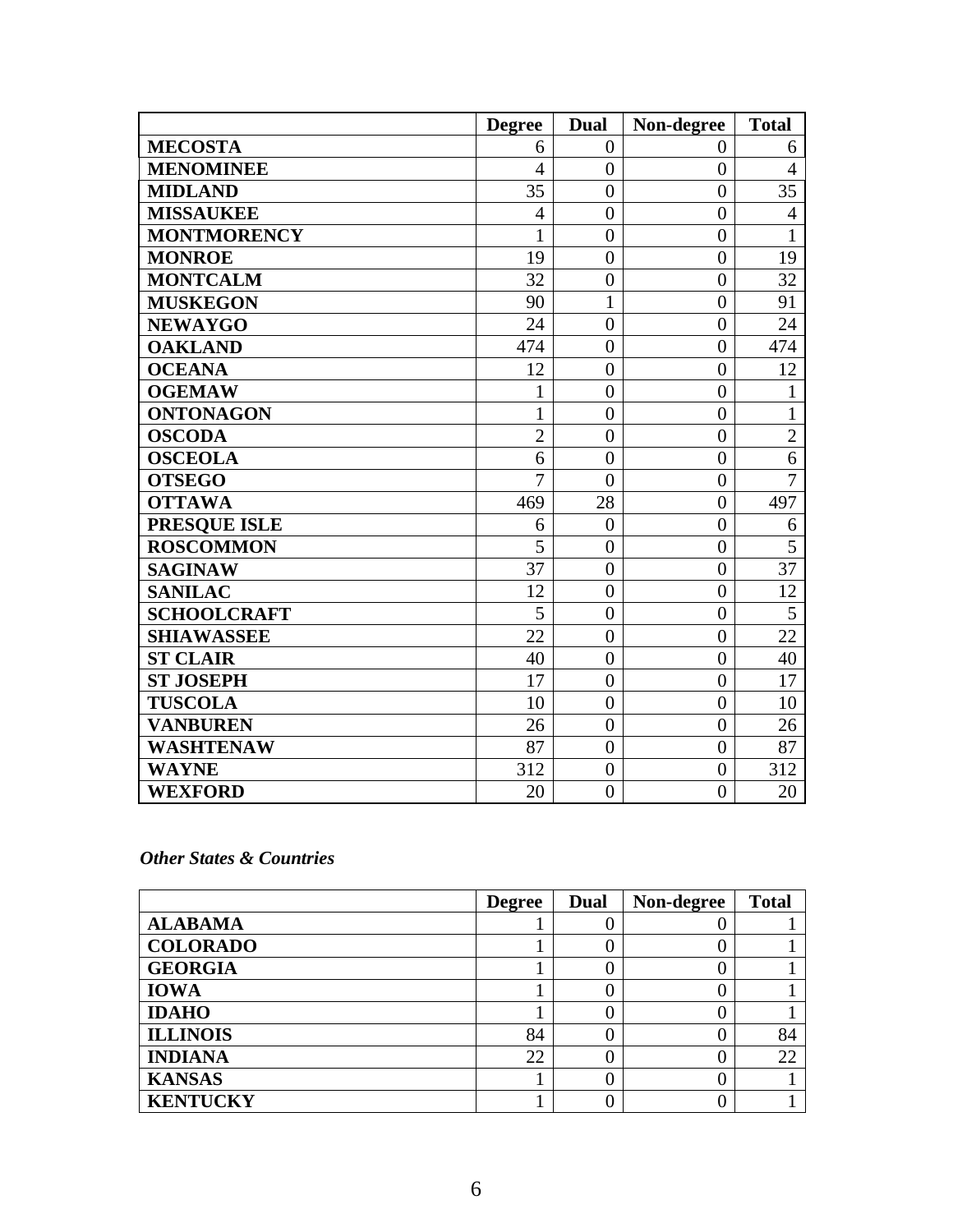| | Degree | Dual | Non-degree | Total |
|---|---|---|---|---|
| **MECOSTA** | 6 | 0 | 0 | 6 |
| **MENOMINEE** | 4 | 0 | 0 | 4 |
| **MIDLAND** | 35 | 0 | 0 | 35 |
| **MISSAUKEE** | 4 | 0 | 0 | 4 |
| **MONTMORENCY** | 1 | 0 | 0 | 1 |
| **MONROE** | 19 | 0 | 0 | 19 |
| **MONTCALM** | 32 | 0 | 0 | 32 |
| **MUSKEGON** | 90 | 1 | 0 | 91 |
| **NEWAYGO** | 24 | 0 | 0 | 24 |
| **OAKLAND** | 474 | 0 | 0 | 474 |
| **OCEANA** | 12 | 0 | 0 | 12 |
| **OGEMAW** | 1 | 0 | 0 | 1 |
| **ONTONAGON** | 1 | 0 | 0 | 1 |
| **OSCODA** | 2 | 0 | 0 | 2 |
| **OSCEOLA** | 6 | 0 | 0 | 6 |
| **OTSEGO** | 7 | 0 | 0 | 7 |
| **OTTAWA** | 469 | 28 | 0 | 497 |
| **PRESQUE ISLE** | 6 | 0 | 0 | 6 |
| **ROSCOMMON** | 5 | 0 | 0 | 5 |
| **SAGINAW** | 37 | 0 | 0 | 37 |
| **SANILAC** | 12 | 0 | 0 | 12 |
| **SCHOOLCRAFT** | 5 | 0 | 0 | 5 |
| **SHIAWASSEE** | 22 | 0 | 0 | 22 |
| **ST CLAIR** | 40 | 0 | 0 | 40 |
| **ST JOSEPH** | 17 | 0 | 0 | 17 |
| **TUSCOLA** | 10 | 0 | 0 | 10 |
| **VANBUREN** | 26 | 0 | 0 | 26 |
| **WASHTENAW** | 87 | 0 | 0 | 87 |
| **WAYNE** | 312 | 0 | 0 | 312 |
| **WEXFORD** | 20 | 0 | 0 | 20 |

***Other States & Countries***

| | Degree | Dual | Non-degree | Total |
|---|---|---|---|---|
| **ALABAMA** | 1 | 0 | 0 | 1 |
| **COLORADO** | 1 | 0 | 0 | 1 |
| **GEORGIA** | 1 | 0 | 0 | 1 |
| **IOWA** | 1 | 0 | 0 | 1 |
| **IDAHO** | 1 | 0 | 0 | 1 |
| **ILLINOIS** | 84 | 0 | 0 | 84 |
| **INDIANA** | 22 | 0 | 0 | 22 |
| **KANSAS** | 1 | 0 | 0 | 1 |
| **KENTUCKY** | 1 | 0 | 0 | 1 |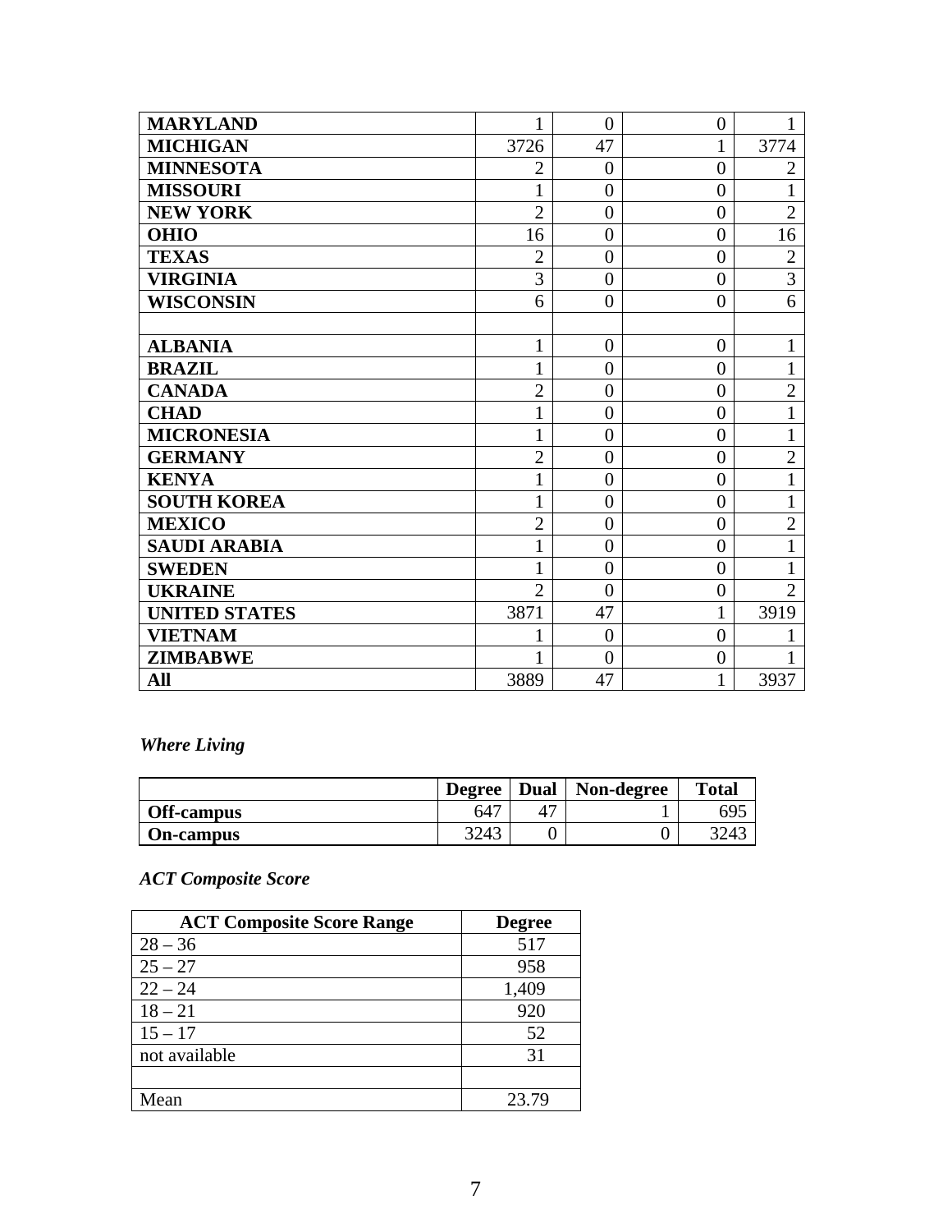| | | | | |
|---|---|---|---|---|
| **MARYLAND** | 1 | 0 | 0 | 1 |
| **MICHIGAN** | 3726 | 47 | 1 | 3774 |
| **MINNESOTA** | 2 | 0 | 0 | 2 |
| **MISSOURI** | 1 | 0 | 0 | 1 |
| **NEW YORK** | 2 | 0 | 0 | 2 |
| **OHIO** | 16 | 0 | 0 | 16 |
| **TEXAS** | 2 | 0 | 0 | 2 |
| **VIRGINIA** | 3 | 0 | 0 | 3 |
| **WISCONSIN** | 6 | 0 | 0 | 6 |
| | | | | |
| **ALBANIA** | 1 | 0 | 0 | 1 |
| **BRAZIL** | 1 | 0 | 0 | 1 |
| **CANADA** | 2 | 0 | 0 | 2 |
| **CHAD** | 1 | 0 | 0 | 1 |
| **MICRONESIA** | 1 | 0 | 0 | 1 |
| **GERMANY** | 2 | 0 | 0 | 2 |
| **KENYA** | 1 | 0 | 0 | 1 |
| **SOUTH KOREA** | 1 | 0 | 0 | 1 |
| **MEXICO** | 2 | 0 | 0 | 2 |
| **SAUDI ARABIA** | 1 | 0 | 0 | 1 |
| **SWEDEN** | 1 | 0 | 0 | 1 |
| **UKRAINE** | 2 | 0 | 0 | 2 |
| **UNITED STATES** | 3871 | 47 | 1 | 3919 |
| **VIETNAM** | 1 | 0 | 0 | 1 |
| **ZIMBABWE** | 1 | 0 | 0 | 1 |
| **All** | 3889 | 47 | 1 | 3937 |

### *Where Living*

| | Degree | Dual | Non-degree | Total |
|---|---|---|---|---|
| **Off-campus** | 647 | 47 | 1 | 695 |
| **On-campus** | 3243 | 0 | 0 | 3243 |

### *ACT Composite Score*

| ACT Composite Score Range | Degree |
|---|---|
| 28 – 36 | 517 |
| 25 – 27 | 958 |
| 22 – 24 | 1,409 |
| 18 – 21 | 920 |
| 15 – 17 | 52 |
| not available | 31 |
| | |
| Mean | 23.79 |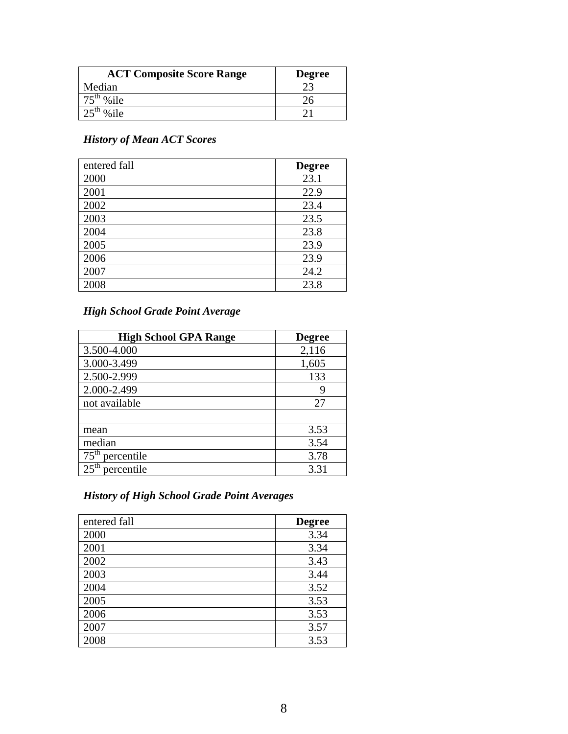| ACT Composite Score Range | Degree |
|---|---|
| Median | 23 |
| 75th %ile | 26 |
| 25th %ile | 21 |

### *History of Mean ACT Scores*

| entered fall | Degree |
|---|---|
| 2000 | 23.1 |
| 2001 | 22.9 |
| 2002 | 23.4 |
| 2003 | 23.5 |
| 2004 | 23.8 |
| 2005 | 23.9 |
| 2006 | 23.9 |
| 2007 | 24.2 |
| 2008 | 23.8 |

### *High School Grade Point Average*

| High School GPA Range | Degree |
|---|---|
| 3.500-4.000 | 2,116 |
| 3.000-3.499 | 1,605 |
| 2.500-2.999 | 133 |
| 2.000-2.499 | 9 |
| not available | 27 |
| | |
| mean | 3.53 |
| median | 3.54 |
| 75th percentile | 3.78 |
| 25th percentile | 3.31 |

### *History of High School Grade Point Averages*

| entered fall | Degree |
|---|---|
| 2000 | 3.34 |
| 2001 | 3.34 |
| 2002 | 3.43 |
| 2003 | 3.44 |
| 2004 | 3.52 |
| 2005 | 3.53 |
| 2006 | 3.53 |
| 2007 | 3.57 |
| 2008 | 3.53 |